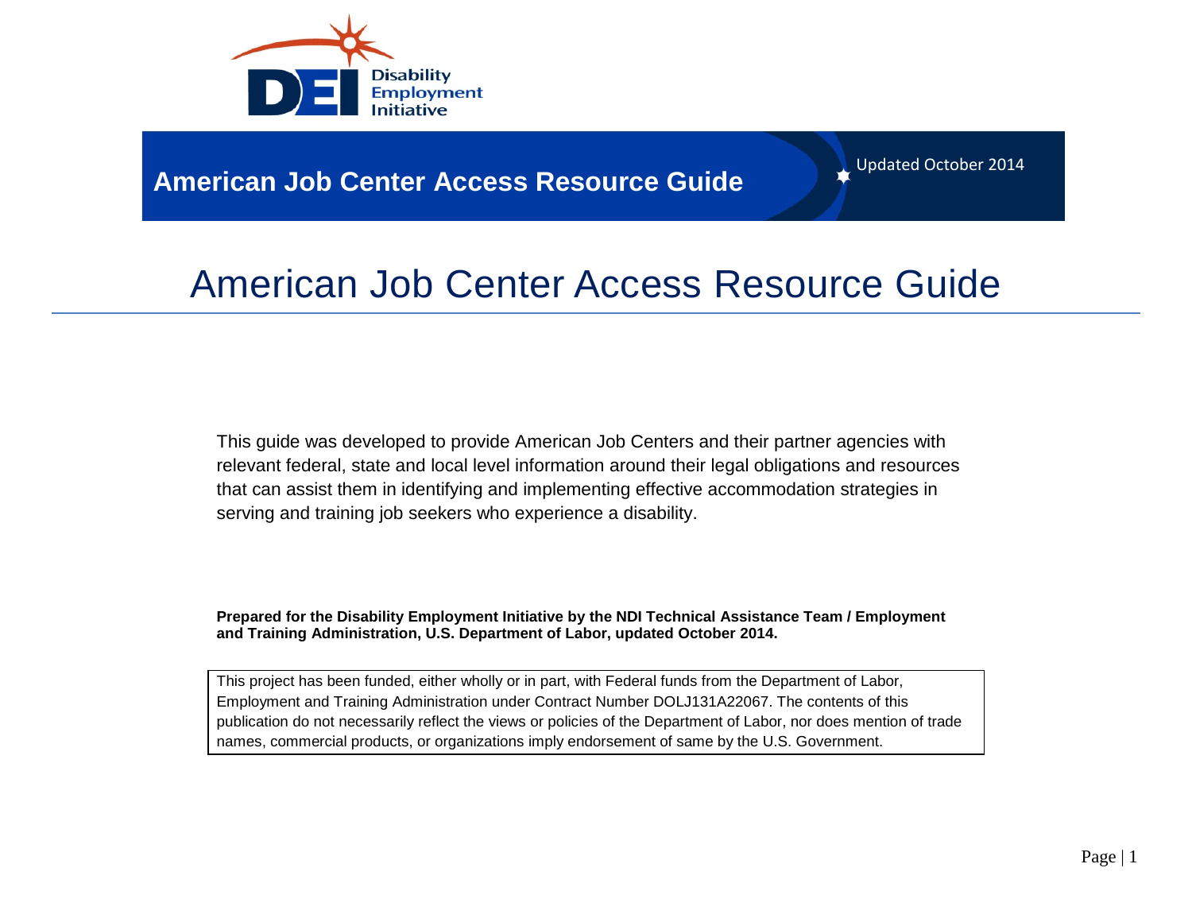Disability Employment Initiative

**American Job Center Access Resource Guide**

Updated October 2014

# American Job Center Access Resource Guide

This guide was developed to provide American Job Centers and their partner agencies with relevant federal, state and local level information around their legal obligations and resources that can assist them in identifying and implementing effective accommodation strategies in serving and training job seekers who experience a disability.

**Prepared for the Disability Employment Initiative by the NDI Technical Assistance Team / Employment and Training Administration, U.S. Department of Labor, updated October 2014.**

This project has been funded, either wholly or in part, with Federal funds from the Department of Labor, Employment and Training Administration under Contract Number DOLJ131A22067. The contents of this publication do not necessarily reflect the views or policies of the Department of Labor, nor does mention of trade names, commercial products, or organizations imply endorsement of same by the U.S. Government.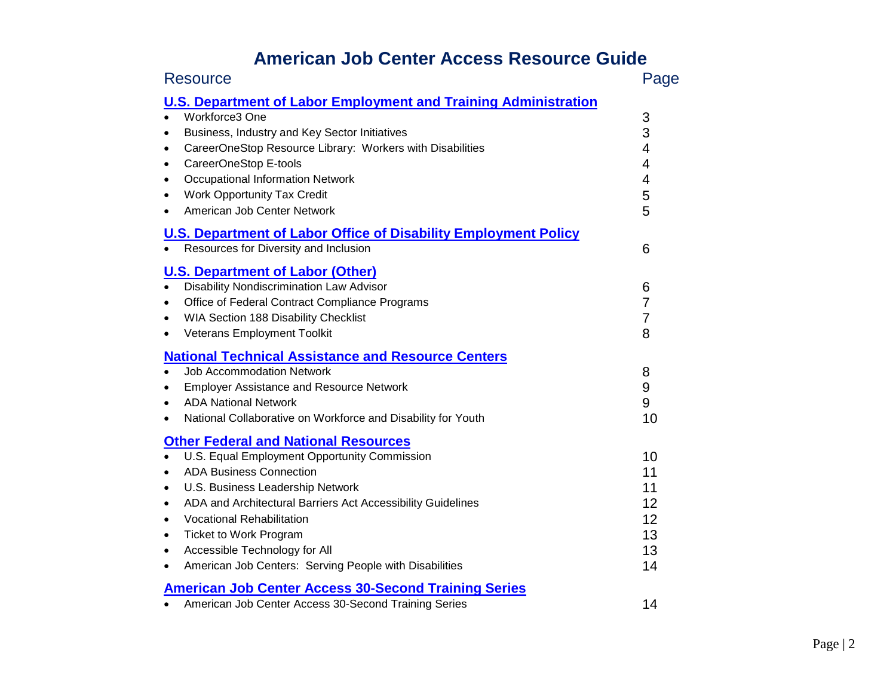# American Job Center Access Resource Guide

| Resource | Page |
|---|---|
| **U.S. Department of Labor Employment and Training Administration** | |
| • Workforce3 One | 3 |
| • Business, Industry and Key Sector Initiatives | 3 |
| • CareerOneStop Resource Library: Workers with Disabilities | 4 |
| • CareerOneStop E-tools | 4 |
| • Occupational Information Network | 4 |
| • Work Opportunity Tax Credit | 5 |
| • American Job Center Network | 5 |
| **U.S. Department of Labor Office of Disability Employment Policy** | |
| • Resources for Diversity and Inclusion | 6 |
| **U.S. Department of Labor (Other)** | |
| • Disability Nondiscrimination Law Advisor | 6 |
| • Office of Federal Contract Compliance Programs | 7 |
| • WIA Section 188 Disability Checklist | 7 |
| • Veterans Employment Toolkit | 8 |
| **National Technical Assistance and Resource Centers** | |
| • Job Accommodation Network | 8 |
| • Employer Assistance and Resource Network | 9 |
| • ADA National Network | 9 |
| • National Collaborative on Workforce and Disability for Youth | 10 |
| **Other Federal and National Resources** | |
| • U.S. Equal Employment Opportunity Commission | 10 |
| • ADA Business Connection | 11 |
| • U.S. Business Leadership Network | 11 |
| • ADA and Architectural Barriers Act Accessibility Guidelines | 12 |
| • Vocational Rehabilitation | 12 |
| • Ticket to Work Program | 13 |
| • Accessible Technology for All | 13 |
| • American Job Centers: Serving People with Disabilities | 14 |
| **American Job Center Access 30-Second Training Series** | |
| • American Job Center Access 30-Second Training Series | 14 |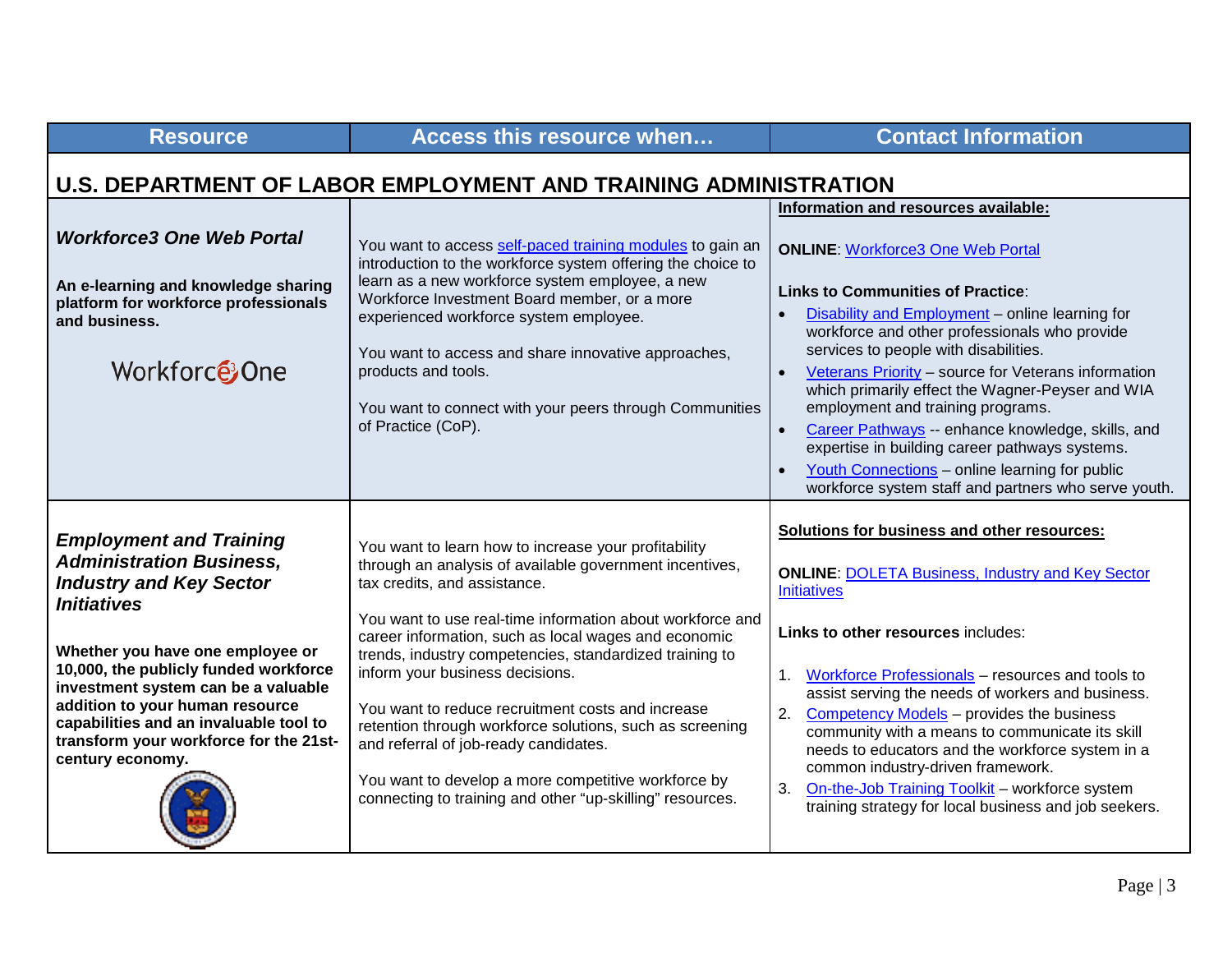| Resource | Access this resource when… | Contact Information |
|---|---|---|
| **U.S. DEPARTMENT OF LABOR EMPLOYMENT AND TRAINING ADMINISTRATION** | | |
| ***Workforce3 One Web Portal***<br><br>**An e-learning and knowledge sharing platform for workforce professionals and business.**<br><br>Workforce3 One | You want to access self-paced training modules to gain an introduction to the workforce system offering the choice to learn as a new workforce system employee, a new Workforce Investment Board member, or a more experienced workforce system employee.<br><br>You want to access and share innovative approaches, products and tools.<br><br>You want to connect with your peers through Communities of Practice (CoP). | **Information and resources available:**<br><br>**ONLINE**: Workforce3 One Web Portal<br><br>**Links to Communities of Practice**:<br>• Disability and Employment – online learning for workforce and other professionals who provide services to people with disabilities.<br>• Veterans Priority – source for Veterans information which primarily effect the Wagner-Peyser and WIA employment and training programs.<br>• Career Pathways -- enhance knowledge, skills, and expertise in building career pathways systems.<br>• Youth Connections – online learning for public workforce system staff and partners who serve youth. |
| ***Employment and Training Administration Business, Industry and Key Sector Initiatives***<br><br>**Whether you have one employee or 10,000, the publicly funded workforce investment system can be a valuable addition to your human resource capabilities and an invaluable tool to transform your workforce for the 21st-century economy.** | You want to learn how to increase your profitability through an analysis of available government incentives, tax credits, and assistance.<br><br>You want to use real-time information about workforce and career information, such as local wages and economic trends, industry competencies, standardized training to inform your business decisions.<br><br>You want to reduce recruitment costs and increase retention through workforce solutions, such as screening and referral of job-ready candidates.<br><br>You want to develop a more competitive workforce by connecting to training and other "up-skilling" resources. | **Solutions for business and other resources:**<br><br>**ONLINE**: DOLETA Business, Industry and Key Sector Initiatives<br><br>**Links to other resources** includes:<br><br>1. Workforce Professionals – resources and tools to assist serving the needs of workers and business.<br>2. Competency Models – provides the business community with a means to communicate its skill needs to educators and the workforce system in a common industry-driven framework.<br>3. On-the-Job Training Toolkit – workforce system training strategy for local business and job seekers. |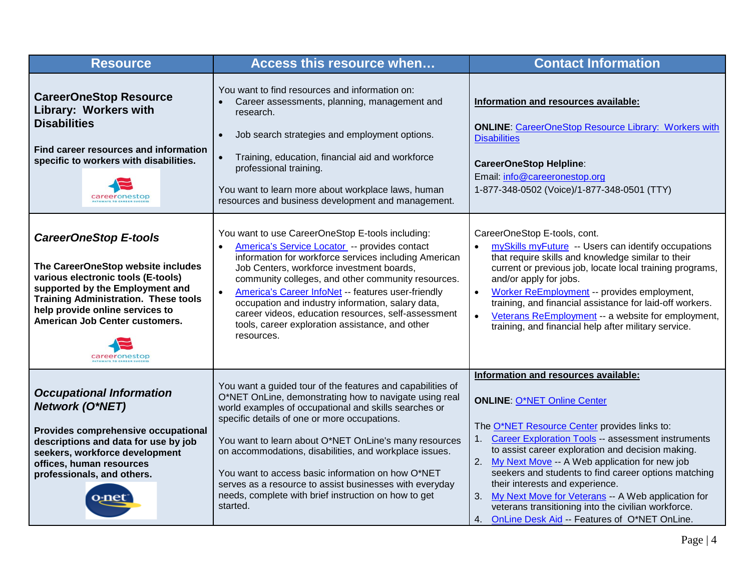| Resource | Access this resource when… | Contact Information |
|---|---|---|
| **CareerOneStop Resource Library: Workers with Disabilities**<br><br>**Find career resources and information specific to workers with disabilities.** | You want to find resources and information on:<br>• Career assessments, planning, management and research.<br>• Job search strategies and employment options.<br>• Training, education, financial aid and workforce professional training.<br><br>You want to learn more about workplace laws, human resources and business development and management. | **Information and resources available:**<br><br>**ONLINE**: CareerOneStop Resource Library: Workers with Disabilities<br><br>**CareerOneStop Helpline**:<br>Email: info@careeronestop.org<br>1-877-348-0502 (Voice)/1-877-348-0501 (TTY) |
| ***CareerOneStop E-tools***<br><br>**The CareerOneStop website includes various electronic tools (E-tools) supported by the Employment and Training Administration. These tools help provide online services to American Job Center customers.** | You want to use CareerOneStop E-tools including:<br>• America's Service Locator -- provides contact information for workforce services including American Job Centers, workforce investment boards, community colleges, and other community resources.<br>• America's Career InfoNet -- features user-friendly occupation and industry information, salary data, career videos, education resources, self-assessment tools, career exploration assistance, and other resources. | CareerOneStop E-tools, cont.<br>• mySkills myFuture -- Users can identify occupations that require skills and knowledge similar to their current or previous job, locate local training programs, and/or apply for jobs.<br>• Worker ReEmployment -- provides employment, training, and financial assistance for laid-off workers.<br>• Veterans ReEmployment -- a website for employment, training, and financial help after military service. |
| ***Occupational Information Network (O*NET)***<br><br>**Provides comprehensive occupational descriptions and data for use by job seekers, workforce development offices, human resources professionals, and others.** | You want a guided tour of the features and capabilities of O*NET OnLine, demonstrating how to navigate using real world examples of occupational and skills searches or specific details of one or more occupations.<br><br>You want to learn about O*NET OnLine's many resources on accommodations, disabilities, and workplace issues.<br><br>You want to access basic information on how O*NET serves as a resource to assist businesses with everyday needs, complete with brief instruction on how to get started. | **Information and resources available:**<br><br>**ONLINE**: O*NET Online Center<br><br>The O*NET Resource Center provides links to:<br>1. Career Exploration Tools -- assessment instruments to assist career exploration and decision making.<br>2. My Next Move -- A Web application for new job seekers and students to find career options matching their interests and experience.<br>3. My Next Move for Veterans -- A Web application for veterans transitioning into the civilian workforce.<br>4. OnLine Desk Aid -- Features of O*NET OnLine. |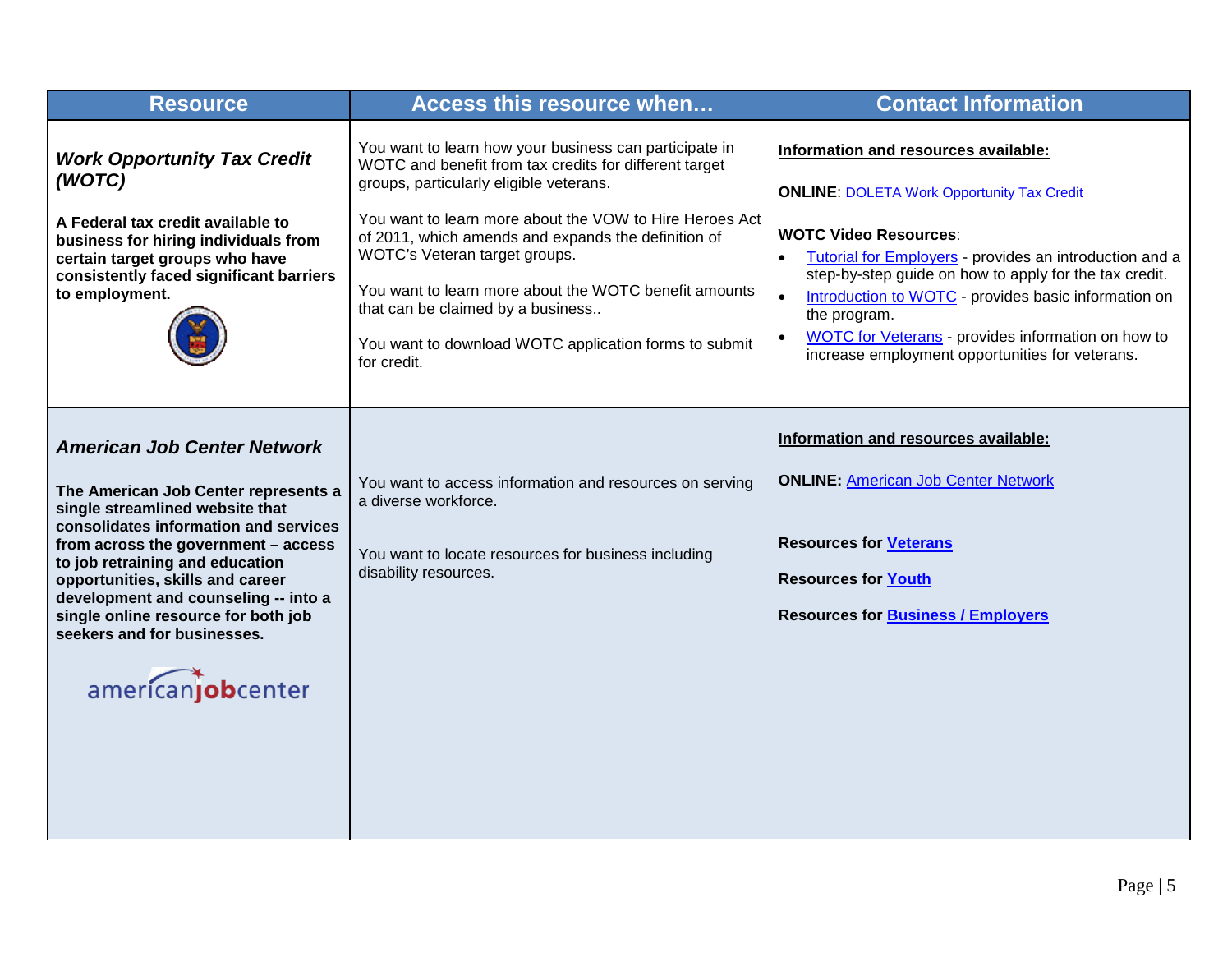| Resource | Access this resource when… | Contact Information |
| --- | --- | --- |
| ***Work Opportunity Tax Credit (WOTC)***<br><br>**A Federal tax credit available to business for hiring individuals from certain target groups who have consistently faced significant barriers to employment.** | You want to learn how your business can participate in WOTC and benefit from tax credits for different target groups, particularly eligible veterans.<br><br>You want to learn more about the VOW to Hire Heroes Act of 2011, which amends and expands the definition of WOTC's Veteran target groups.<br><br>You want to learn more about the WOTC benefit amounts that can be claimed by a business..<br><br>You want to download WOTC application forms to submit for credit. | **Information and resources available:**<br><br>**ONLINE**: DOLETA Work Opportunity Tax Credit<br><br>**WOTC Video Resources**:<br>• Tutorial for Employers - provides an introduction and a step-by-step guide on how to apply for the tax credit.<br>• Introduction to WOTC - provides basic information on the program.<br>• WOTC for Veterans - provides information on how to increase employment opportunities for veterans. |
| ***American Job Center Network***<br><br>**The American Job Center represents a single streamlined website that consolidates information and services from across the government – access to job retraining and education opportunities, skills and career development and counseling -- into a single online resource for both job seekers and for businesses.**<br><br>americanjobcenter | You want to access information and resources on serving a diverse workforce.<br><br>You want to locate resources for business including disability resources. | **Information and resources available:**<br><br>**ONLINE:** American Job Center Network<br><br>**Resources for Veterans**<br><br>**Resources for Youth**<br><br>**Resources for Business / Employers** |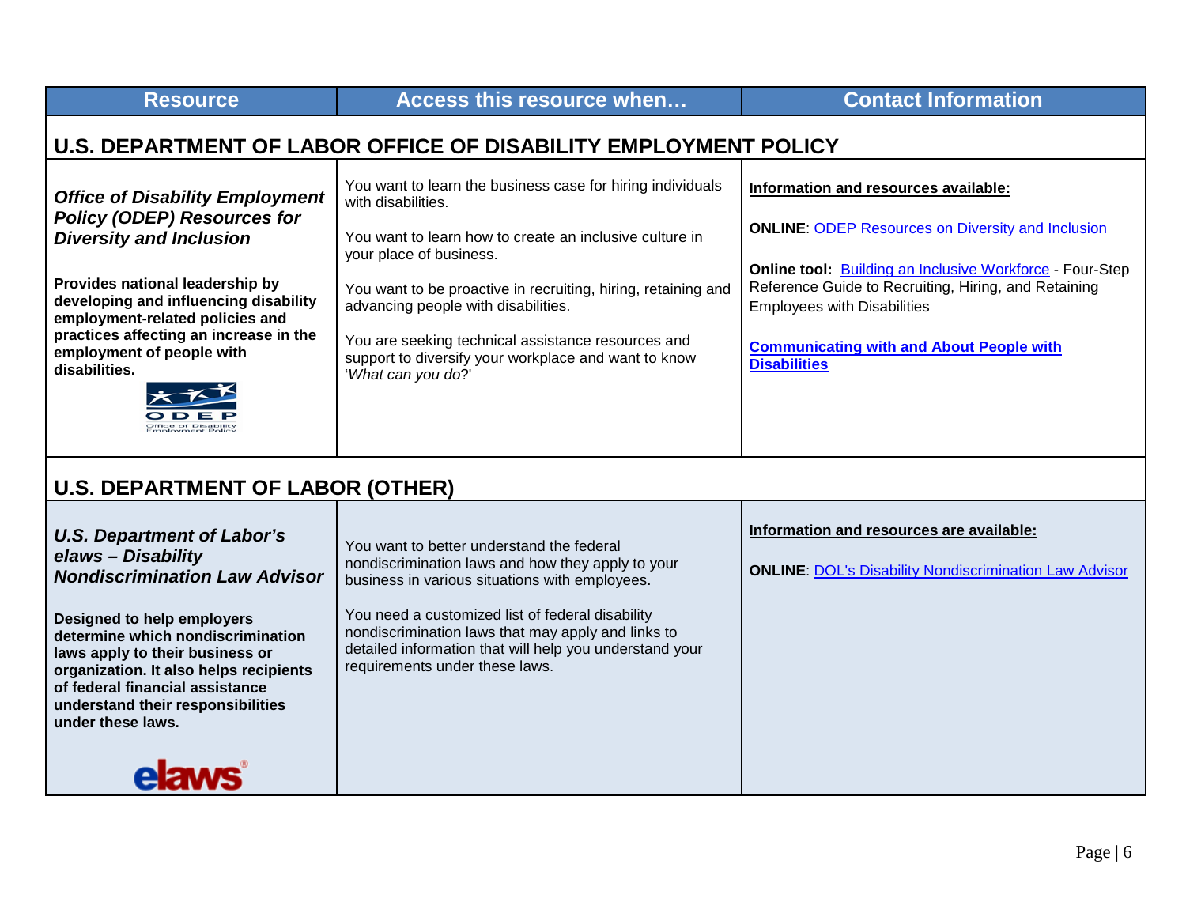| Resource | Access this resource when… | Contact Information |
| --- | --- | --- |
| **U.S. DEPARTMENT OF LABOR OFFICE OF DISABILITY EMPLOYMENT POLICY** | | |
| ***Office of Disability Employment Policy (ODEP) Resources for Diversity and Inclusion*** <br><br> **Provides national leadership by developing and influencing disability employment-related policies and practices affecting an increase in the employment of people with disabilities.** | You want to learn the business case for hiring individuals with disabilities. <br><br> You want to learn how to create an inclusive culture in your place of business. <br><br> You want to be proactive in recruiting, hiring, retaining and advancing people with disabilities. <br><br> You are seeking technical assistance resources and support to diversify your workplace and want to know '*What can you do*?' | **Information and resources available:** <br><br> **ONLINE**: ODEP Resources on Diversity and Inclusion <br><br> **Online tool:** Building an Inclusive Workforce - Four-Step Reference Guide to Recruiting, Hiring, and Retaining Employees with Disabilities <br><br> **Communicating with and About People with Disabilities** |
| **U.S. DEPARTMENT OF LABOR (OTHER)** | | |
| ***U.S. Department of Labor's elaws – Disability Nondiscrimination Law Advisor*** <br><br> **Designed to help employers determine which nondiscrimination laws apply to their business or organization. It also helps recipients of federal financial assistance understand their responsibilities under these laws.** | You want to better understand the federal nondiscrimination laws and how they apply to your business in various situations with employees. <br><br> You need a customized list of federal disability nondiscrimination laws that may apply and links to detailed information that will help you understand your requirements under these laws. | **Information and resources are available:** <br><br> **ONLINE**: DOL's Disability Nondiscrimination Law Advisor |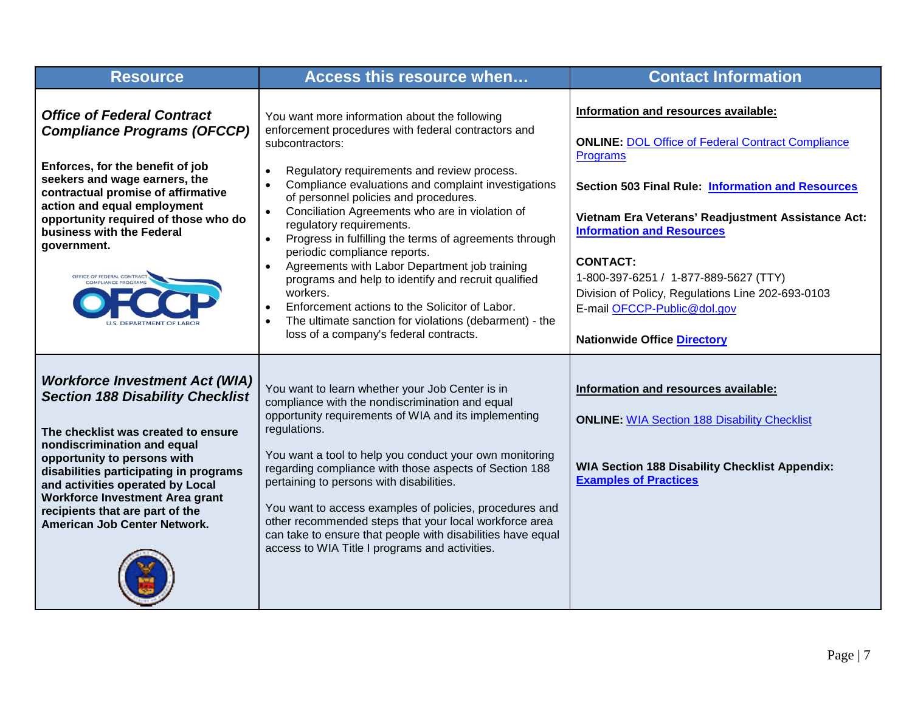| Resource | Access this resource when… | Contact Information |
|---|---|---|
| ***Office of Federal Contract Compliance Programs (OFCCP)***<br><br>**Enforces, for the benefit of job seekers and wage earners, the contractual promise of affirmative action and equal employment opportunity required of those who do business with the Federal government.** | You want more information about the following enforcement procedures with federal contractors and subcontractors:<br><br>• Regulatory requirements and review process.<br>• Compliance evaluations and complaint investigations of personnel policies and procedures.<br>• Conciliation Agreements who are in violation of regulatory requirements.<br>• Progress in fulfilling the terms of agreements through periodic compliance reports.<br>• Agreements with Labor Department job training programs and help to identify and recruit qualified workers.<br>• Enforcement actions to the Solicitor of Labor.<br>• The ultimate sanction for violations (debarment) - the loss of a company's federal contracts. | **Information and resources available:**<br><br>**ONLINE:** DOL Office of Federal Contract Compliance Programs<br><br>**Section 503 Final Rule: Information and Resources**<br><br>**Vietnam Era Veterans' Readjustment Assistance Act: Information and Resources**<br><br>**CONTACT:**<br>1-800-397-6251 / 1-877-889-5627 (TTY)<br>Division of Policy, Regulations Line 202-693-0103<br>E-mail OFCCP-Public@dol.gov<br><br>**Nationwide Office Directory** |
| ***Workforce Investment Act (WIA) Section 188 Disability Checklist***<br><br>**The checklist was created to ensure nondiscrimination and equal opportunity to persons with disabilities participating in programs and activities operated by Local Workforce Investment Area grant recipients that are part of the American Job Center Network.** | You want to learn whether your Job Center is in compliance with the nondiscrimination and equal opportunity requirements of WIA and its implementing regulations.<br><br>You want a tool to help you conduct your own monitoring regarding compliance with those aspects of Section 188 pertaining to persons with disabilities.<br><br>You want to access examples of policies, procedures and other recommended steps that your local workforce area can take to ensure that people with disabilities have equal access to WIA Title I programs and activities. | **Information and resources available:**<br><br>**ONLINE:** WIA Section 188 Disability Checklist<br><br>**WIA Section 188 Disability Checklist Appendix: Examples of Practices** |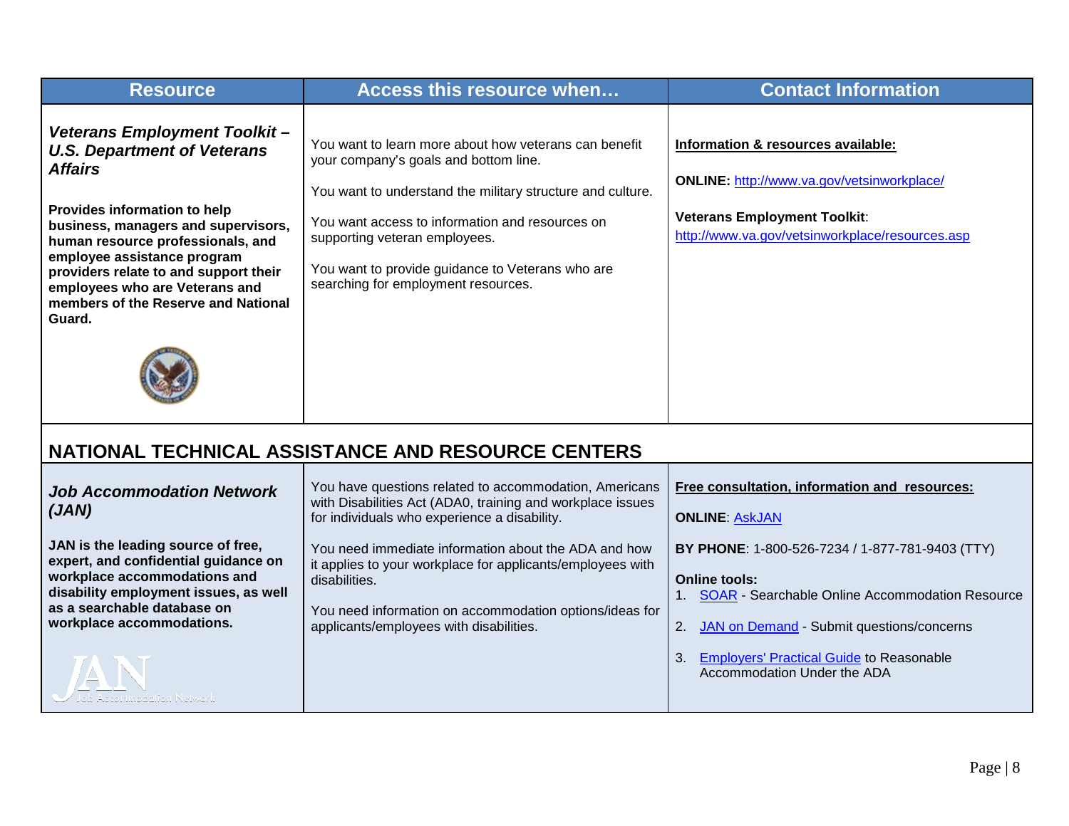| Resource | Access this resource when… | Contact Information |
|---|---|---|
| ***Veterans Employment Toolkit – U.S. Department of Veterans Affairs***<br><br>**Provides information to help business, managers and supervisors, human resource professionals, and employee assistance program providers relate to and support their employees who are Veterans and members of the Reserve and National Guard.** | You want to learn more about how veterans can benefit your company's goals and bottom line.<br><br>You want to understand the military structure and culture.<br><br>You want access to information and resources on supporting veteran employees.<br><br>You want to provide guidance to Veterans who are searching for employment resources. | **<u>Information & resources available:</u>**<br><br>**ONLINE:** http://www.va.gov/vetsinworkplace/<br><br>**Veterans Employment Toolkit**:<br>http://www.va.gov/vetsinworkplace/resources.asp |

## NATIONAL TECHNICAL ASSISTANCE AND RESOURCE CENTERS

| Resource | Access this resource when… | Contact Information |
|---|---|---|
| ***Job Accommodation Network (JAN)***<br><br>**JAN is the leading source of free, expert, and confidential guidance on workplace accommodations and disability employment issues, as well as a searchable database on workplace accommodations.** | You have questions related to accommodation, Americans with Disabilities Act (ADA0, training and workplace issues for individuals who experience a disability.<br><br>You need immediate information about the ADA and how it applies to your workplace for applicants/employees with disabilities.<br><br>You need information on accommodation options/ideas for applicants/employees with disabilities. | **<u>Free consultation, information and resources:</u>**<br><br>**ONLINE**: AskJAN<br><br>**BY PHONE**: 1-800-526-7234 / 1-877-781-9403 (TTY)<br><br>**Online tools:**<br>1. SOAR - Searchable Online Accommodation Resource<br>2. JAN on Demand - Submit questions/concerns<br>3. Employers' Practical Guide to Reasonable Accommodation Under the ADA |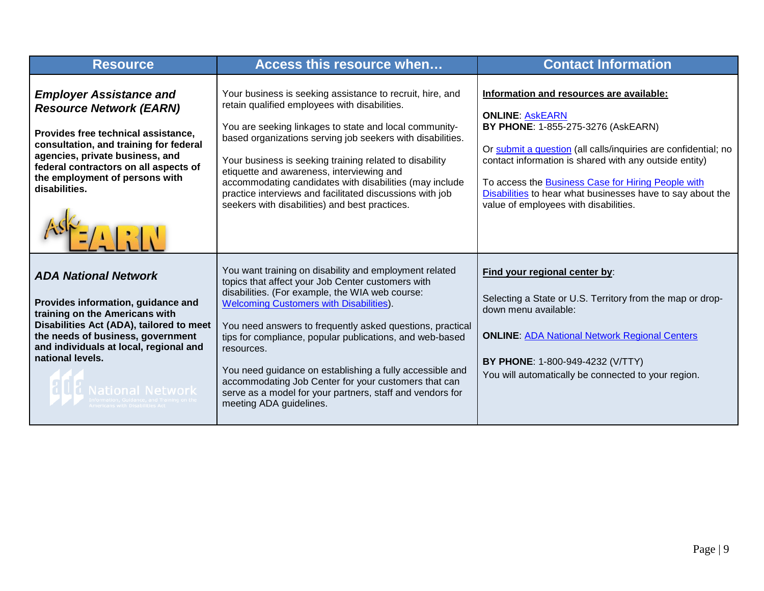| Resource | Access this resource when… | Contact Information |
| --- | --- | --- |
| ***Employer Assistance and Resource Network (EARN)***<br><br>**Provides free technical assistance, consultation, and training for federal agencies, private business, and federal contractors on all aspects of the employment of persons with disabilities.** | Your business is seeking assistance to recruit, hire, and retain qualified employees with disabilities.<br><br>You are seeking linkages to state and local community-based organizations serving job seekers with disabilities.<br><br>Your business is seeking training related to disability etiquette and awareness, interviewing and accommodating candidates with disabilities (may include practice interviews and facilitated discussions with job seekers with disabilities) and best practices. | **Information and resources are available:**<br><br>**ONLINE**: AskEARN<br>**BY PHONE**: 1-855-275-3276 (AskEARN)<br><br>Or submit a question (all calls/inquiries are confidential; no contact information is shared with any outside entity)<br><br>To access the Business Case for Hiring People with Disabilities to hear what businesses have to say about the value of employees with disabilities. |
| ***ADA National Network***<br><br>**Provides information, guidance and training on the Americans with Disabilities Act (ADA), tailored to meet the needs of business, government and individuals at local, regional and national levels.** | You want training on disability and employment related topics that affect your Job Center customers with disabilities. (For example, the WIA web course: Welcoming Customers with Disabilities).<br><br>You need answers to frequently asked questions, practical tips for compliance, popular publications, and web-based resources.<br><br>You need guidance on establishing a fully accessible and accommodating Job Center for your customers that can serve as a model for your partners, staff and vendors for meeting ADA guidelines. | **Find your regional center by**:<br><br>Selecting a State or U.S. Territory from the map or drop-down menu available:<br><br>**ONLINE**: ADA National Network Regional Centers<br><br>**BY PHONE**: 1-800-949-4232 (V/TTY)<br>You will automatically be connected to your region. |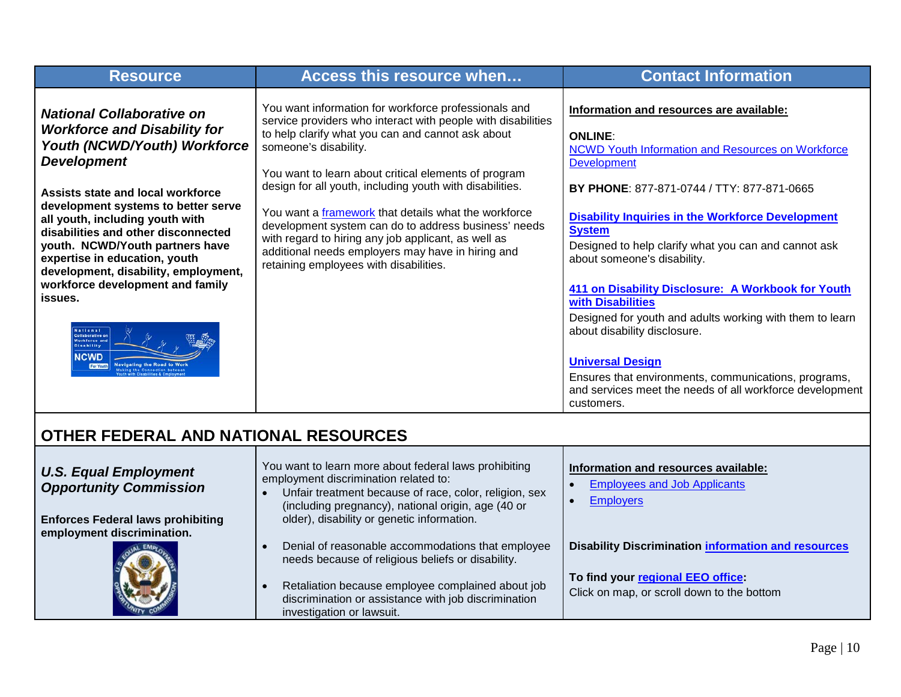| Resource | Access this resource when… | Contact Information |
|---|---|---|
| ***National Collaborative on Workforce and Disability for Youth (NCWD/Youth) Workforce Development*** <br><br> **Assists state and local workforce development systems to better serve all youth, including youth with disabilities and other disconnected youth. NCWD/Youth partners have expertise in education, youth development, disability, employment, workforce development and family issues.** | You want information for workforce professionals and service providers who interact with people with disabilities to help clarify what you can and cannot ask about someone's disability. <br><br> You want to learn about critical elements of program design for all youth, including youth with disabilities. <br><br> You want a framework that details what the workforce development system can do to address business' needs with regard to hiring any job applicant, as well as additional needs employers may have in hiring and retaining employees with disabilities. | **Information and resources are available:** <br><br> **ONLINE**: <br> NCWD Youth Information and Resources on Workforce Development <br><br> **BY PHONE**: 877-871-0744 / TTY: 877-871-0665 <br><br> **Disability Inquiries in the Workforce Development System** <br> Designed to help clarify what you can and cannot ask about someone's disability. <br><br> **411 on Disability Disclosure: A Workbook for Youth with Disabilities** <br> Designed for youth and adults working with them to learn about disability disclosure. <br><br> **Universal Design** <br> Ensures that environments, communications, programs, and services meet the needs of all workforce development customers. |
| **OTHER FEDERAL AND NATIONAL RESOURCES** | | |
| ***U.S. Equal Employment Opportunity Commission*** <br><br> **Enforces Federal laws prohibiting employment discrimination.** | You want to learn more about federal laws prohibiting employment discrimination related to: <br>• Unfair treatment because of race, color, religion, sex (including pregnancy), national origin, age (40 or older), disability or genetic information. <br>• Denial of reasonable accommodations that employee needs because of religious beliefs or disability. <br>• Retaliation because employee complained about job discrimination or assistance with job discrimination investigation or lawsuit. | **Information and resources available:** <br>• Employees and Job Applicants <br>• Employers <br><br> **Disability Discrimination information and resources** <br><br> **To find your regional EEO office:** <br> Click on map, or scroll down to the bottom |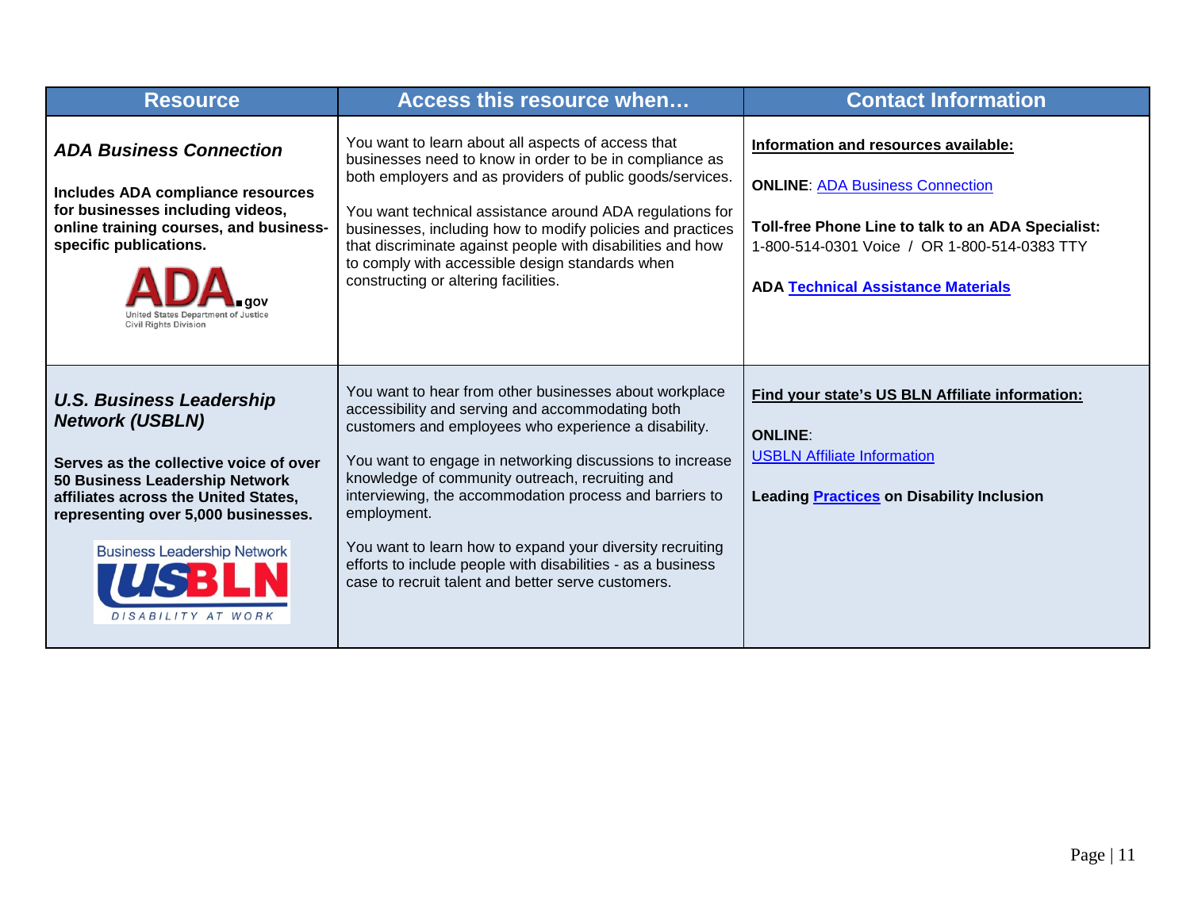| Resource | Access this resource when… | Contact Information |
| --- | --- | --- |
| ***ADA Business Connection***<br><br>**Includes ADA compliance resources for businesses including videos, online training courses, and business-specific publications.**<br><br>ADA.gov United States Department of Justice Civil Rights Division | You want to learn about all aspects of access that businesses need to know in order to be in compliance as both employers and as providers of public goods/services.<br><br>You want technical assistance around ADA regulations for businesses, including how to modify policies and practices that discriminate against people with disabilities and how to comply with accessible design standards when constructing or altering facilities. | **Information and resources available:**<br><br>**ONLINE**: ADA Business Connection<br><br>**Toll-free Phone Line to talk to an ADA Specialist:** 1-800-514-0301 Voice / OR 1-800-514-0383 TTY<br><br>**ADA Technical Assistance Materials** |
| ***U.S. Business Leadership Network (USBLN)***<br><br>**Serves as the collective voice of over 50 Business Leadership Network affiliates across the United States, representing over 5,000 businesses.**<br><br>Business Leadership Network USBLN DISABILITY AT WORK | You want to hear from other businesses about workplace accessibility and serving and accommodating both customers and employees who experience a disability.<br><br>You want to engage in networking discussions to increase knowledge of community outreach, recruiting and interviewing, the accommodation process and barriers to employment.<br><br>You want to learn how to expand your diversity recruiting efforts to include people with disabilities - as a business case to recruit talent and better serve customers. | **Find your state's US BLN Affiliate information:**<br><br>**ONLINE**:<br>USBLN Affiliate Information<br><br>**Leading Practices on Disability Inclusion** |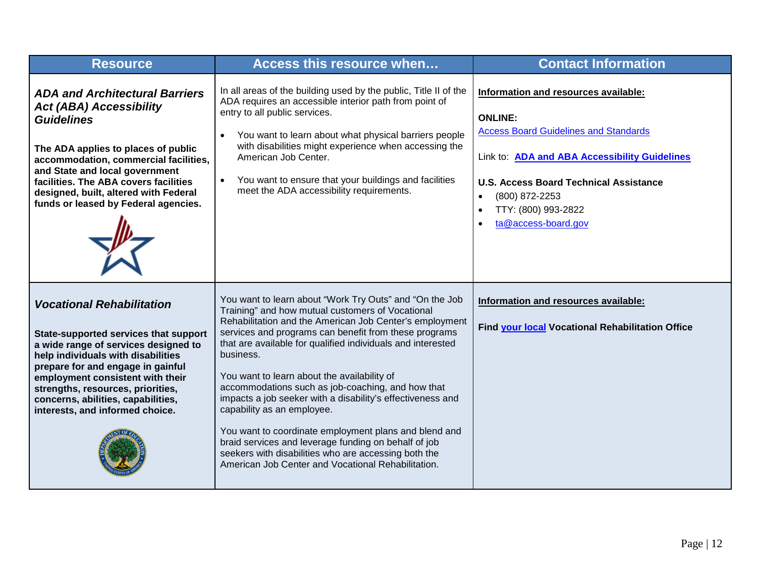| Resource | Access this resource when… | Contact Information |
|---|---|---|
| ***ADA and Architectural Barriers Act (ABA) Accessibility Guidelines***<br><br>**The ADA applies to places of public accommodation, commercial facilities, and State and local government facilities. The ABA covers facilities designed, built, altered with Federal funds or leased by Federal agencies.** | In all areas of the building used by the public, Title II of the ADA requires an accessible interior path from point of entry to all public services.<br><br>• You want to learn about what physical barriers people with disabilities might experience when accessing the American Job Center.<br><br>• You want to ensure that your buildings and facilities meet the ADA accessibility requirements. | **Information and resources available:**<br><br>**ONLINE:**<br>Access Board Guidelines and Standards<br><br>Link to: **ADA and ABA Accessibility Guidelines**<br><br>**U.S. Access Board Technical Assistance**<br>• (800) 872-2253<br>• TTY: (800) 993-2822<br>• ta@access-board.gov |
| ***Vocational Rehabilitation***<br><br>**State-supported services that support a wide range of services designed to help individuals with disabilities prepare for and engage in gainful employment consistent with their strengths, resources, priorities, concerns, abilities, capabilities, interests, and informed choice.** | You want to learn about "Work Try Outs" and "On the Job Training" and how mutual customers of Vocational Rehabilitation and the American Job Center's employment services and programs can benefit from these programs that are available for qualified individuals and interested business.<br><br>You want to learn about the availability of accommodations such as job-coaching, and how that impacts a job seeker with a disability's effectiveness and capability as an employee.<br><br>You want to coordinate employment plans and blend and braid services and leverage funding on behalf of job seekers with disabilities who are accessing both the American Job Center and Vocational Rehabilitation. | **Information and resources available:**<br><br>**Find your local Vocational Rehabilitation Office** |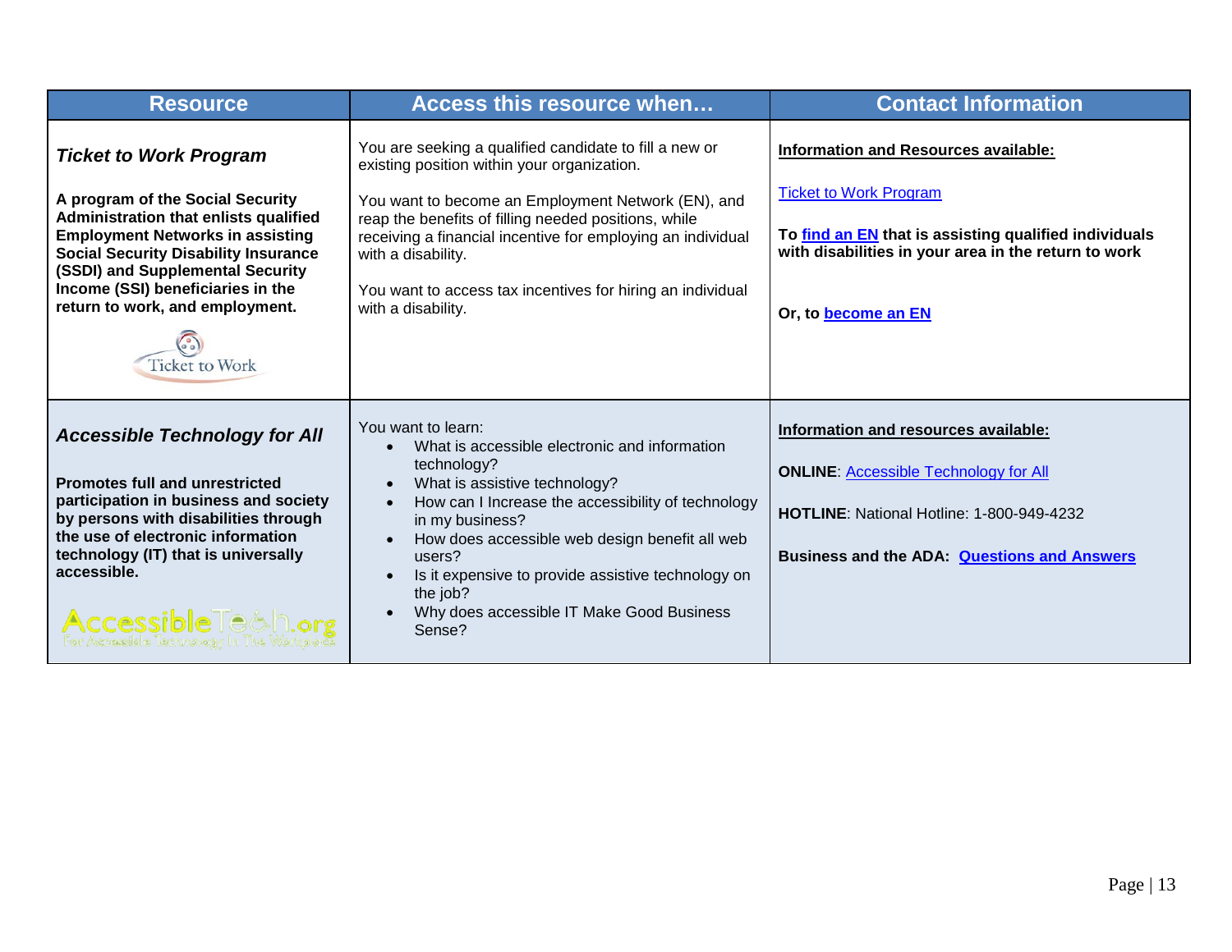| Resource | Access this resource when… | Contact Information |
|---|---|---|
| ***Ticket to Work Program***<br><br>**A program of the Social Security Administration that enlists qualified Employment Networks in assisting Social Security Disability Insurance (SSDI) and Supplemental Security Income (SSI) beneficiaries in the return to work, and employment.** | You are seeking a qualified candidate to fill a new or existing position within your organization.<br><br>You want to become an Employment Network (EN), and reap the benefits of filling needed positions, while receiving a financial incentive for employing an individual with a disability.<br><br>You want to access tax incentives for hiring an individual with a disability. | **Information and Resources available:**<br><br>Ticket to Work Program<br><br>**To find an EN that is assisting qualified individuals with disabilities in your area in the return to work**<br><br>**Or, to become an EN** |
| ***Accessible Technology for All***<br><br>**Promotes full and unrestricted participation in business and society by persons with disabilities through the use of electronic information technology (IT) that is universally accessible.** | You want to learn:<br>• What is accessible electronic and information technology?<br>• What is assistive technology?<br>• How can I Increase the accessibility of technology in my business?<br>• How does accessible web design benefit all web users?<br>• Is it expensive to provide assistive technology on the job?<br>• Why does accessible IT Make Good Business Sense? | **Information and resources available:**<br><br>**ONLINE**: Accessible Technology for All<br><br>**HOTLINE**: National Hotline: 1-800-949-4232<br><br>**Business and the ADA: Questions and Answers** |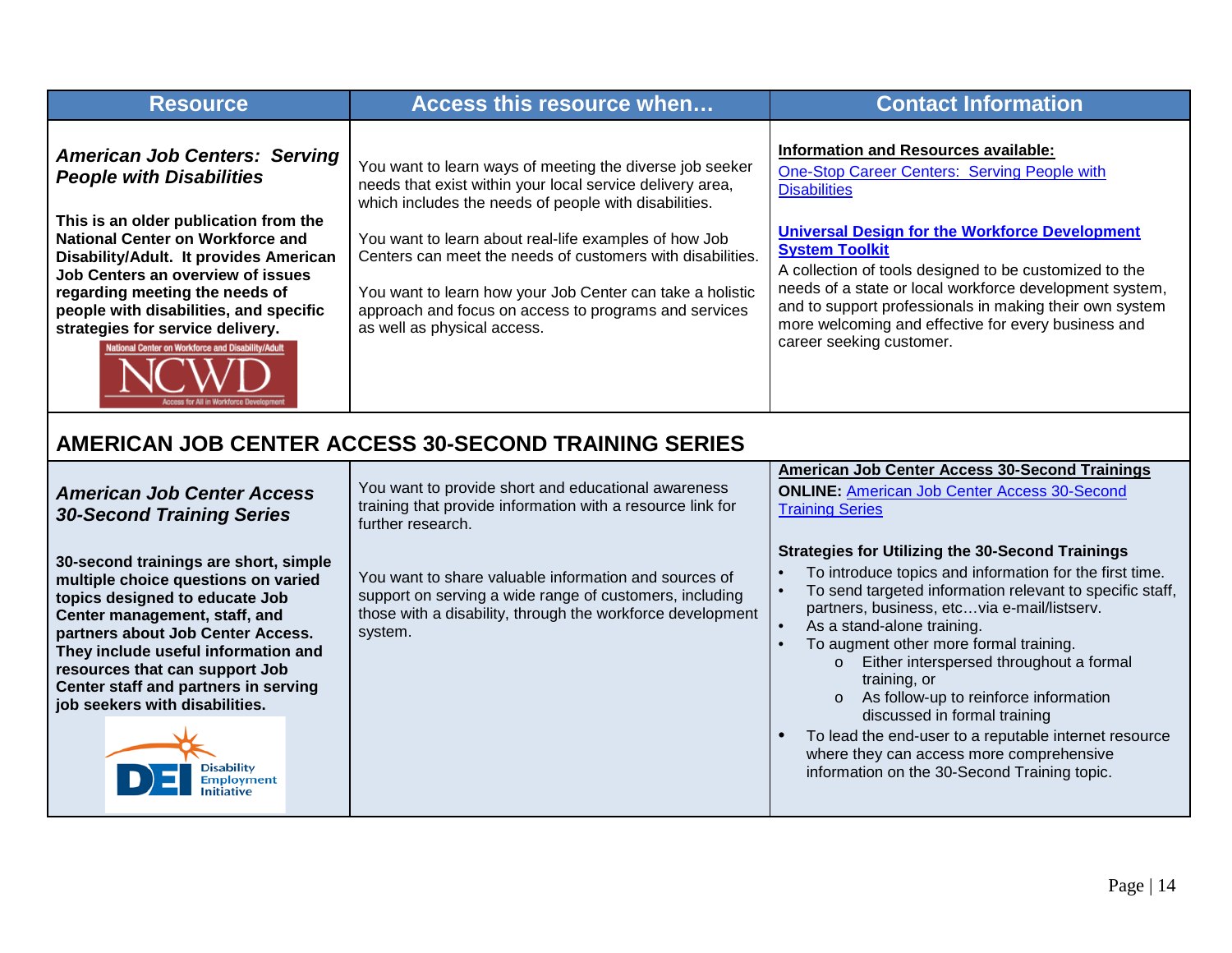| Resource | Access this resource when… | Contact Information |
|---|---|---|
| ***American Job Centers: Serving People with Disabilities*** <br><br> **This is an older publication from the National Center on Workforce and Disability/Adult. It provides American Job Centers an overview of issues regarding meeting the needs of people with disabilities, and specific strategies for service delivery.** | You want to learn ways of meeting the diverse job seeker needs that exist within your local service delivery area, which includes the needs of people with disabilities. <br><br> You want to learn about real-life examples of how Job Centers can meet the needs of customers with disabilities. <br><br> You want to learn how your Job Center can take a holistic approach and focus on access to programs and services as well as physical access. | **Information and Resources available:** <br> One-Stop Career Centers: Serving People with Disabilities <br><br> **Universal Design for the Workforce Development System Toolkit** <br> A collection of tools designed to be customized to the needs of a state or local workforce development system, and to support professionals in making their own system more welcoming and effective for every business and career seeking customer. |
| **AMERICAN JOB CENTER ACCESS 30-SECOND TRAINING SERIES** | | |
| ***American Job Center Access 30-Second Training Series*** <br><br> **30-second trainings are short, simple multiple choice questions on varied topics designed to educate Job Center management, staff, and partners about Job Center Access. They include useful information and resources that can support Job Center staff and partners in serving job seekers with disabilities.** | You want to provide short and educational awareness training that provide information with a resource link for further research. <br><br> You want to share valuable information and sources of support on serving a wide range of customers, including those with a disability, through the workforce development system. | **American Job Center Access 30-Second Trainings** <br> **ONLINE:** American Job Center Access 30-Second Training Series <br><br> **Strategies for Utilizing the 30-Second Trainings** <br> • To introduce topics and information for the first time. <br> • To send targeted information relevant to specific staff, partners, business, etc…via e-mail/listserv. <br> • As a stand-alone training. <br> • To augment other more formal training. <br> o Either interspersed throughout a formal training, or <br> o As follow-up to reinforce information discussed in formal training <br> • To lead the end-user to a reputable internet resource where they can access more comprehensive information on the 30-Second Training topic. |